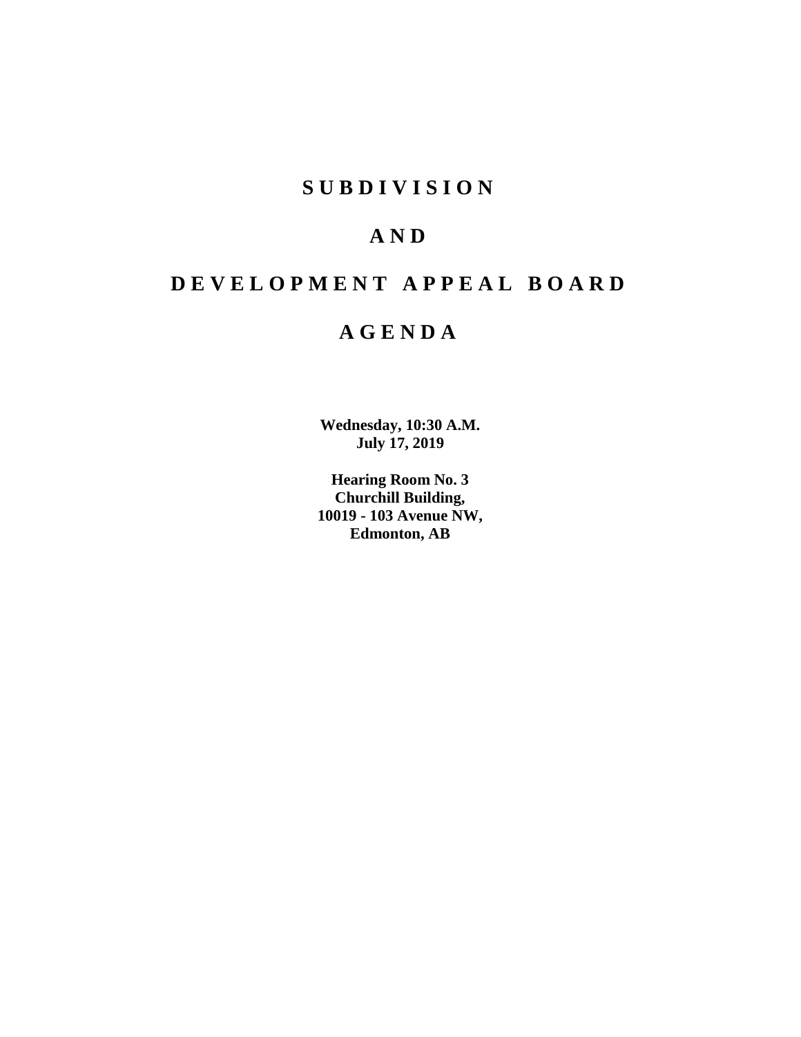# SUBDIVISION

# AND

# DEVELOPMENT APPEAL BOARD

# AGENDA

**Wednesday, 10:30 A.M.**
**July 17, 2019**

**Hearing Room No. 3**
**Churchill Building,**
**10019 - 103 Avenue NW,**
**Edmonton, AB**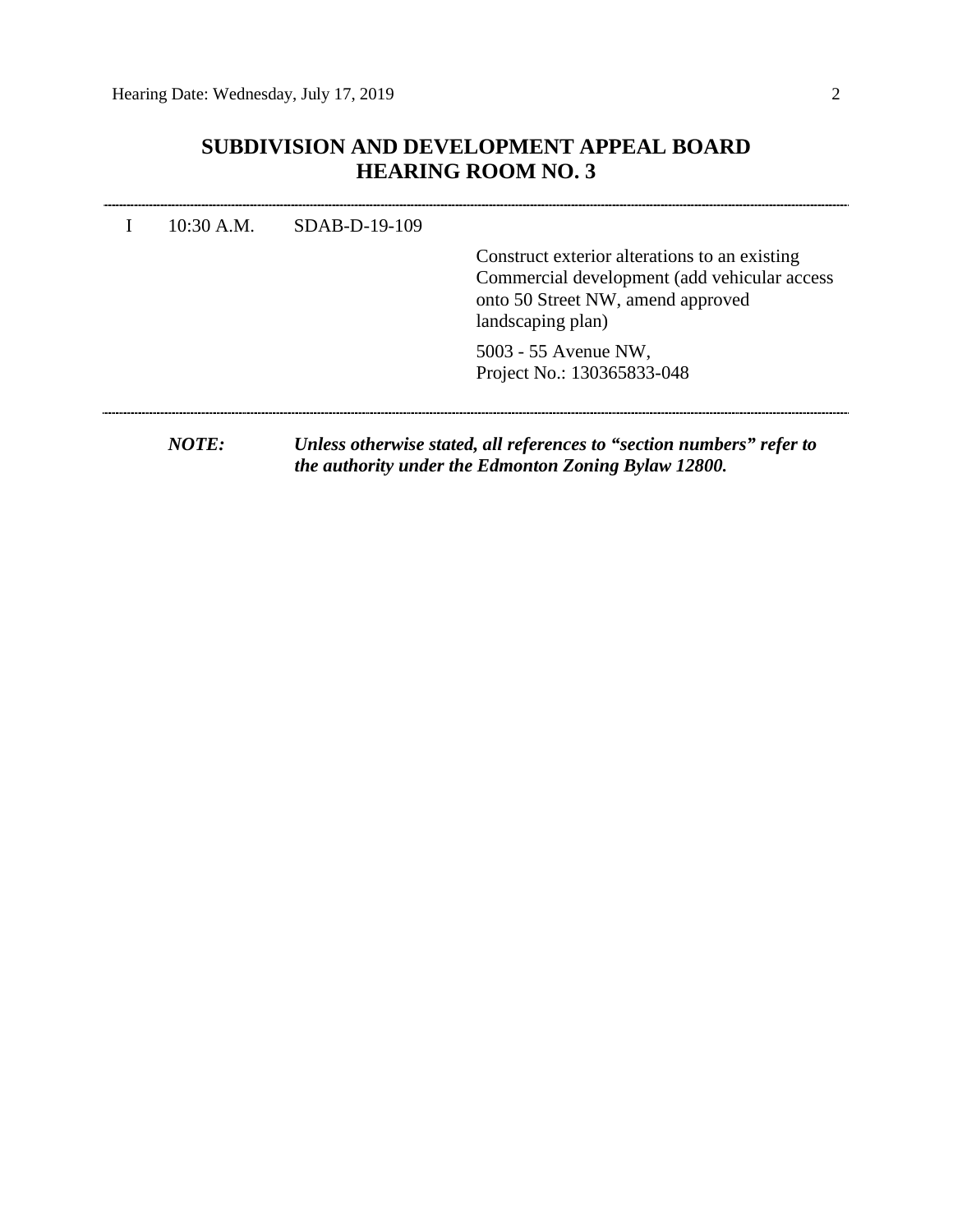# SUBDIVISION AND DEVELOPMENT APPEAL BOARD
## HEARING ROOM NO. 3

---

| | | | |
|---|---|---|---|
| I | 10:30 A.M. | SDAB-D-19-109 | |
| | | | Construct exterior alterations to an existing Commercial development (add vehicular access onto 50 Street NW, amend approved landscaping plan) |
| | | | 5003 - 55 Avenue NW,<br>Project No.: 130365833-048 |

---

***NOTE:*** ***Unless otherwise stated, all references to "section numbers" refer to the authority under the Edmonton Zoning Bylaw 12800.***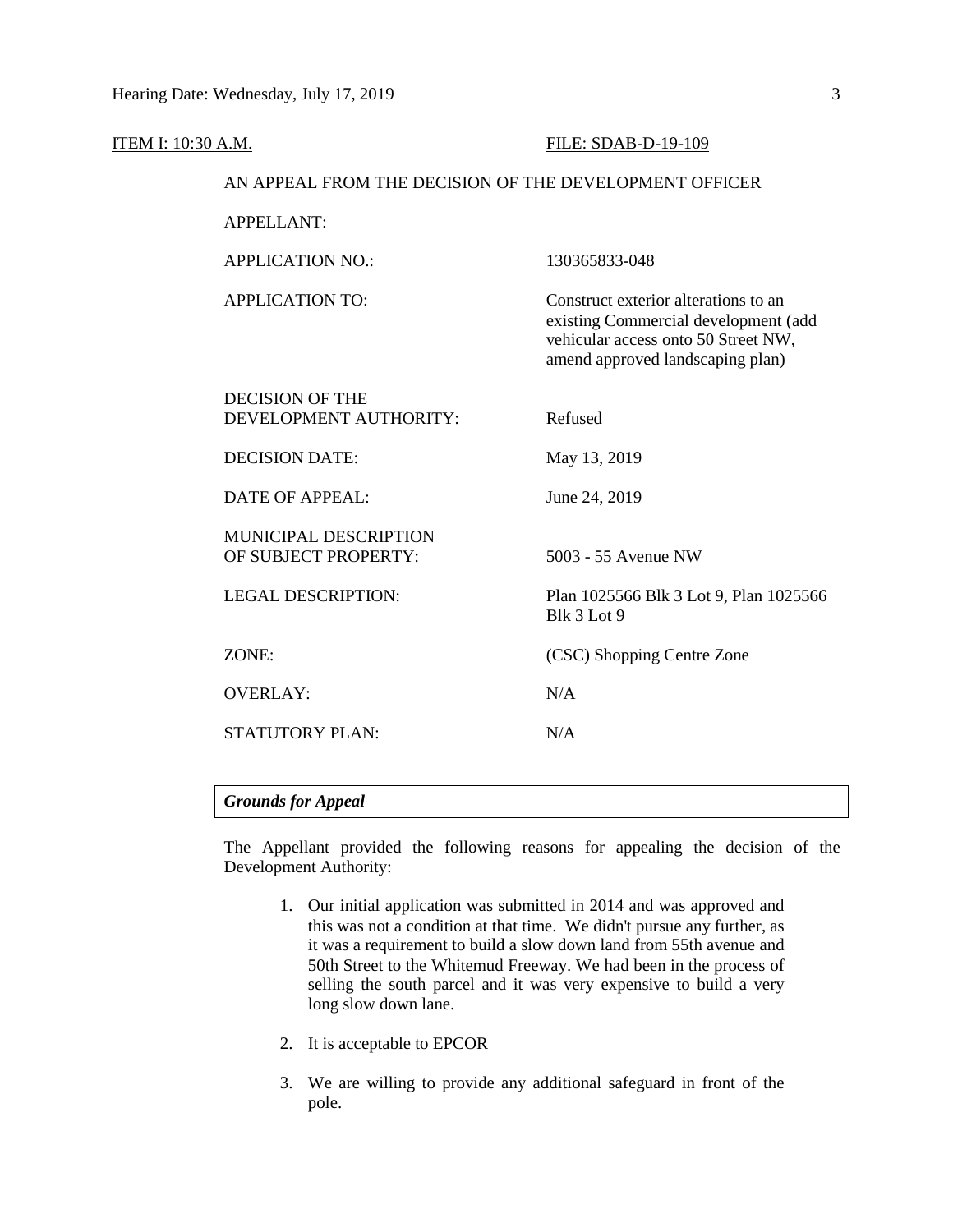ITEM I: 10:30 A.M. FILE: SDAB-D-19-109

AN APPEAL FROM THE DECISION OF THE DEVELOPMENT OFFICER

| | |
|---|---|
| APPELLANT: | |
| APPLICATION NO.: | 130365833-048 |
| APPLICATION TO: | Construct exterior alterations to an existing Commercial development (add vehicular access onto 50 Street NW, amend approved landscaping plan) |
| DECISION OF THE DEVELOPMENT AUTHORITY: | Refused |
| DECISION DATE: | May 13, 2019 |
| DATE OF APPEAL: | June 24, 2019 |
| MUNICIPAL DESCRIPTION OF SUBJECT PROPERTY: | 5003 - 55 Avenue NW |
| LEGAL DESCRIPTION: | Plan 1025566 Blk 3 Lot 9, Plan 1025566 Blk 3 Lot 9 |
| ZONE: | (CSC) Shopping Centre Zone |
| OVERLAY: | N/A |
| STATUTORY PLAN: | N/A |

---

### *Grounds for Appeal*

The Appellant provided the following reasons for appealing the decision of the Development Authority:

1. Our initial application was submitted in 2014 and was approved and this was not a condition at that time. We didn't pursue any further, as it was a requirement to build a slow down land from 55th avenue and 50th Street to the Whitemud Freeway. We had been in the process of selling the south parcel and it was very expensive to build a very long slow down lane.

2. It is acceptable to EPCOR

3. We are willing to provide any additional safeguard in front of the pole.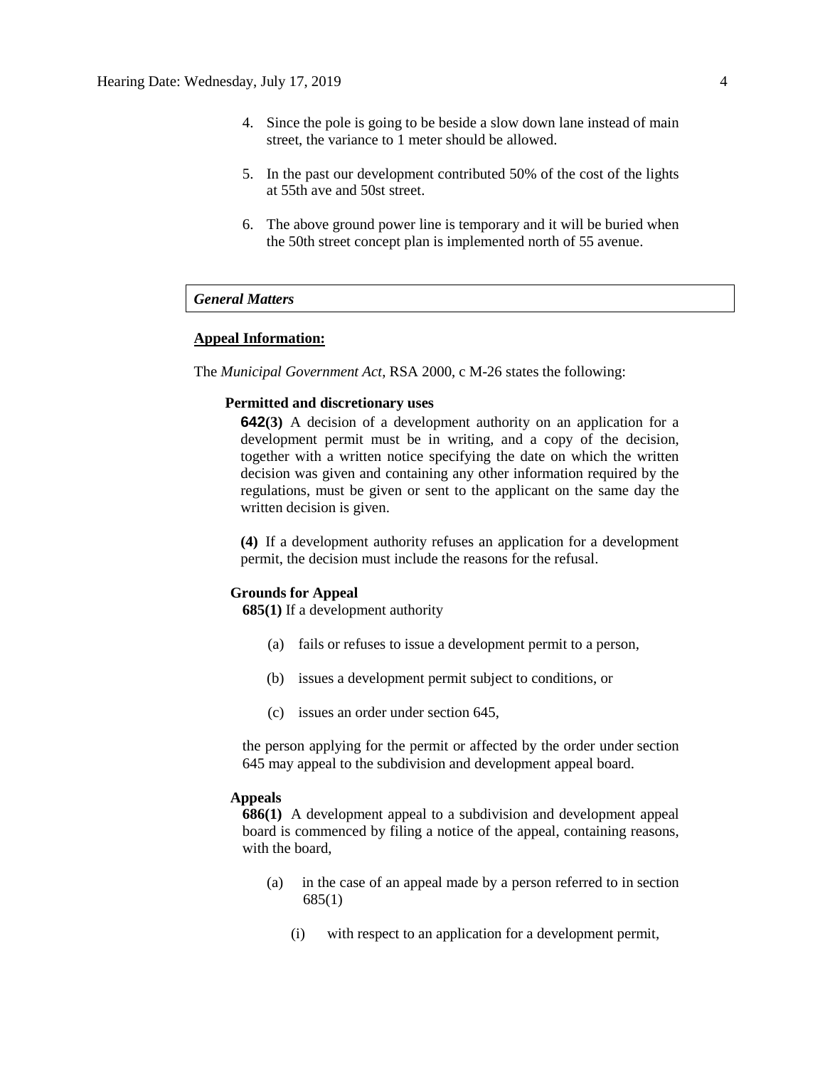4. Since the pole is going to be beside a slow down lane instead of main street, the variance to 1 meter should be allowed.

5. In the past our development contributed 50% of the cost of the lights at 55th ave and 50st street.

6. The above ground power line is temporary and it will be buried when the 50th street concept plan is implemented north of 55 avenue.

***General Matters***

**Appeal Information:**

The *Municipal Government Act*, RSA 2000, c M-26 states the following:

**Permitted and discretionary uses**

**642(3)** A decision of a development authority on an application for a development permit must be in writing, and a copy of the decision, together with a written notice specifying the date on which the written decision was given and containing any other information required by the regulations, must be given or sent to the applicant on the same day the written decision is given.

**(4)** If a development authority refuses an application for a development permit, the decision must include the reasons for the refusal.

**Grounds for Appeal**

**685(1)** If a development authority

(a) fails or refuses to issue a development permit to a person,

(b) issues a development permit subject to conditions, or

(c) issues an order under section 645,

the person applying for the permit or affected by the order under section 645 may appeal to the subdivision and development appeal board.

**Appeals**

**686(1)** A development appeal to a subdivision and development appeal board is commenced by filing a notice of the appeal, containing reasons, with the board,

(a) in the case of an appeal made by a person referred to in section 685(1)

(i) with respect to an application for a development permit,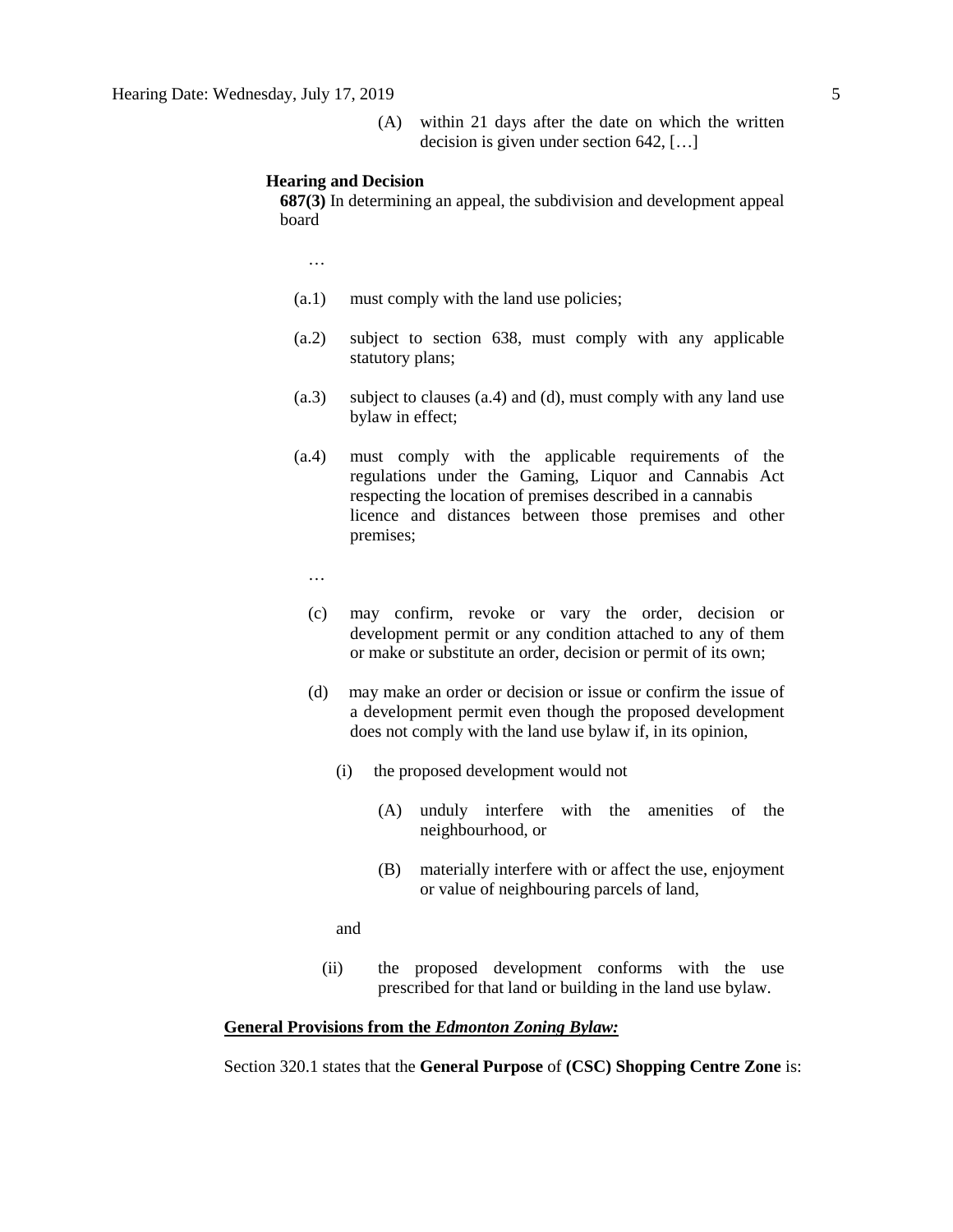(A) within 21 days after the date on which the written decision is given under section 642, […]

**Hearing and Decision**

**687(3)** In determining an appeal, the subdivision and development appeal board

…

(a.1) must comply with the land use policies;

(a.2) subject to section 638, must comply with any applicable statutory plans;

(a.3) subject to clauses (a.4) and (d), must comply with any land use bylaw in effect;

(a.4) must comply with the applicable requirements of the regulations under the Gaming, Liquor and Cannabis Act respecting the location of premises described in a cannabis licence and distances between those premises and other premises;

…

(c) may confirm, revoke or vary the order, decision or development permit or any condition attached to any of them or make or substitute an order, decision or permit of its own;

(d) may make an order or decision or issue or confirm the issue of a development permit even though the proposed development does not comply with the land use bylaw if, in its opinion,

(i) the proposed development would not

(A) unduly interfere with the amenities of the neighbourhood, or

(B) materially interfere with or affect the use, enjoyment or value of neighbouring parcels of land,

and

(ii) the proposed development conforms with the use prescribed for that land or building in the land use bylaw.

**General Provisions from the *Edmonton Zoning Bylaw:***

Section 320.1 states that the **General Purpose** of **(CSC) Shopping Centre Zone** is: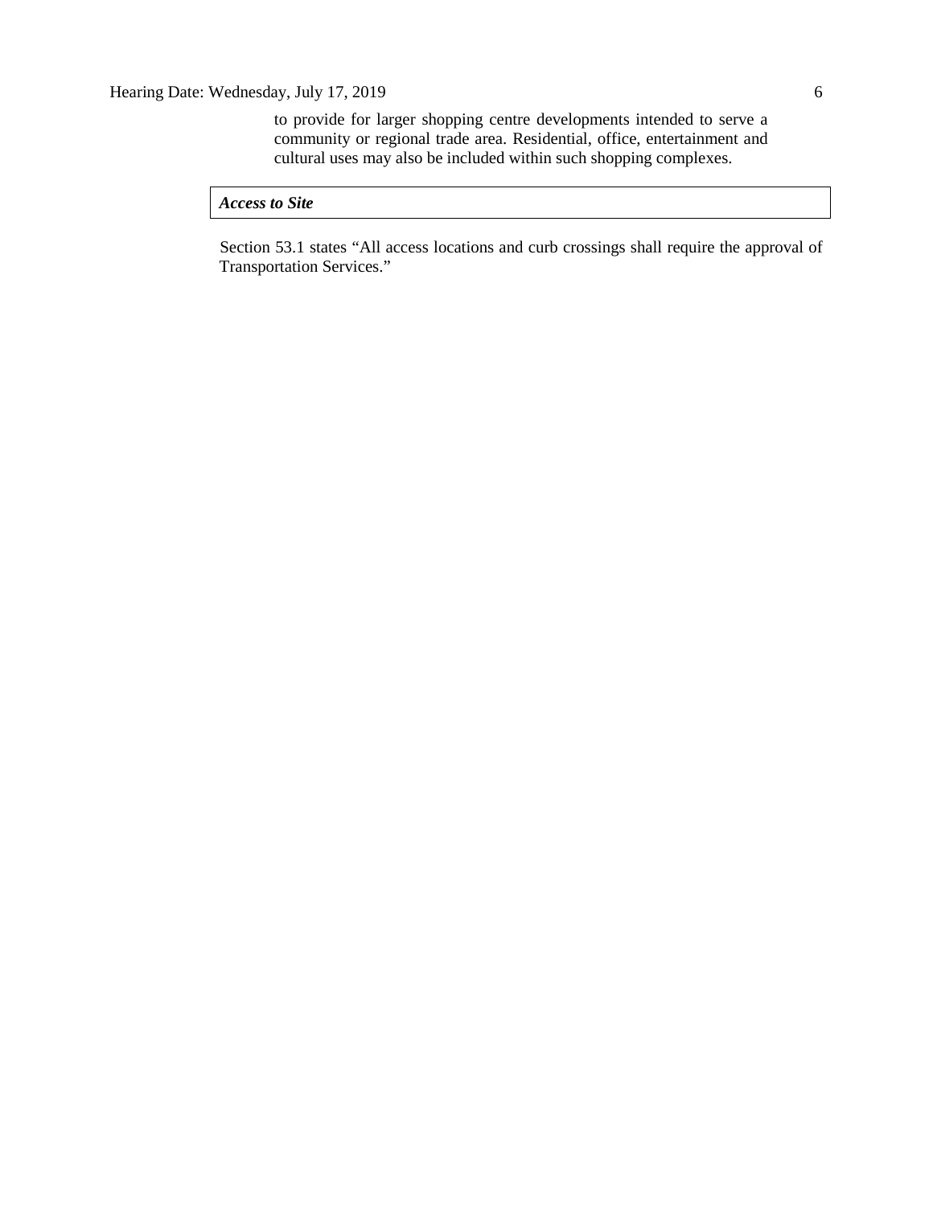> to provide for larger shopping centre developments intended to serve a community or regional trade area. Residential, office, entertainment and cultural uses may also be included within such shopping complexes.

***Access to Site***

Section 53.1 states "All access locations and curb crossings shall require the approval of Transportation Services."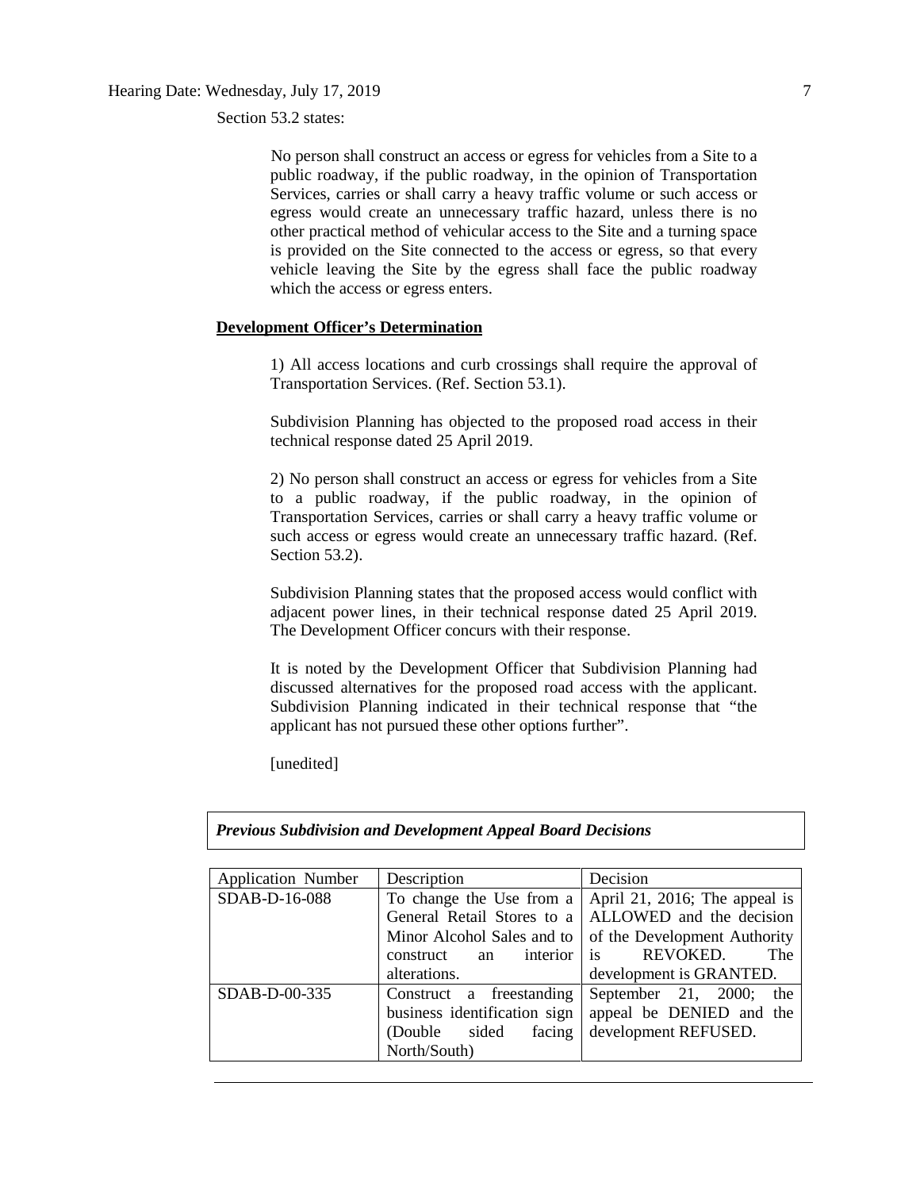Section 53.2 states:

> No person shall construct an access or egress for vehicles from a Site to a public roadway, if the public roadway, in the opinion of Transportation Services, carries or shall carry a heavy traffic volume or such access or egress would create an unnecessary traffic hazard, unless there is no other practical method of vehicular access to the Site and a turning space is provided on the Site connected to the access or egress, so that every vehicle leaving the Site by the egress shall face the public roadway which the access or egress enters.

**Development Officer's Determination**

> 1) All access locations and curb crossings shall require the approval of Transportation Services. (Ref. Section 53.1).
>
> Subdivision Planning has objected to the proposed road access in their technical response dated 25 April 2019.
>
> 2) No person shall construct an access or egress for vehicles from a Site to a public roadway, if the public roadway, in the opinion of Transportation Services, carries or shall carry a heavy traffic volume or such access or egress would create an unnecessary traffic hazard. (Ref. Section 53.2).
>
> Subdivision Planning states that the proposed access would conflict with adjacent power lines, in their technical response dated 25 April 2019. The Development Officer concurs with their response.
>
> It is noted by the Development Officer that Subdivision Planning had discussed alternatives for the proposed road access with the applicant. Subdivision Planning indicated in their technical response that "the applicant has not pursued these other options further".
>
> [unedited]

***Previous Subdivision and Development Appeal Board Decisions***

| Application Number | Description | Decision |
|---|---|---|
| SDAB-D-16-088 | To change the Use from a General Retail Stores to a Minor Alcohol Sales and to construct an interior alterations. | April 21, 2016; The appeal is ALLOWED and the decision of the Development Authority is REVOKED. The development is GRANTED. |
| SDAB-D-00-335 | Construct a freestanding business identification sign (Double sided facing North/South) | September 21, 2000; the appeal be DENIED and the development REFUSED. |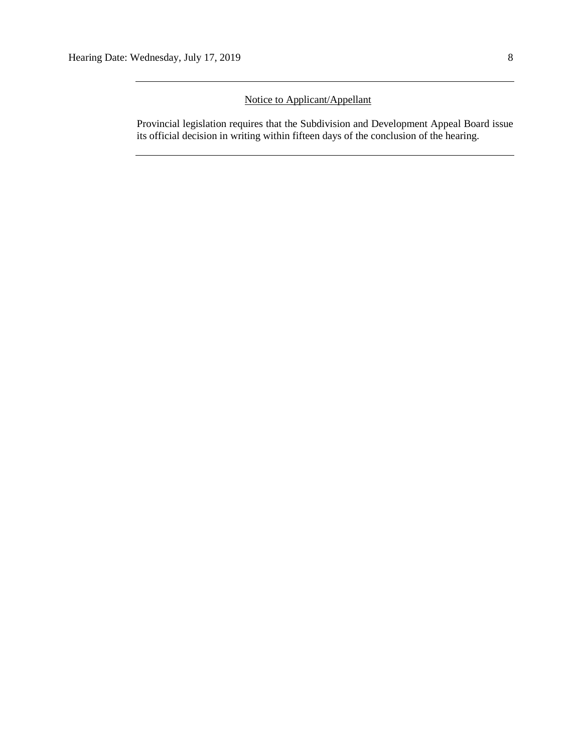---

Notice to Applicant/Appellant

Provincial legislation requires that the Subdivision and Development Appeal Board issue its official decision in writing within fifteen days of the conclusion of the hearing.

---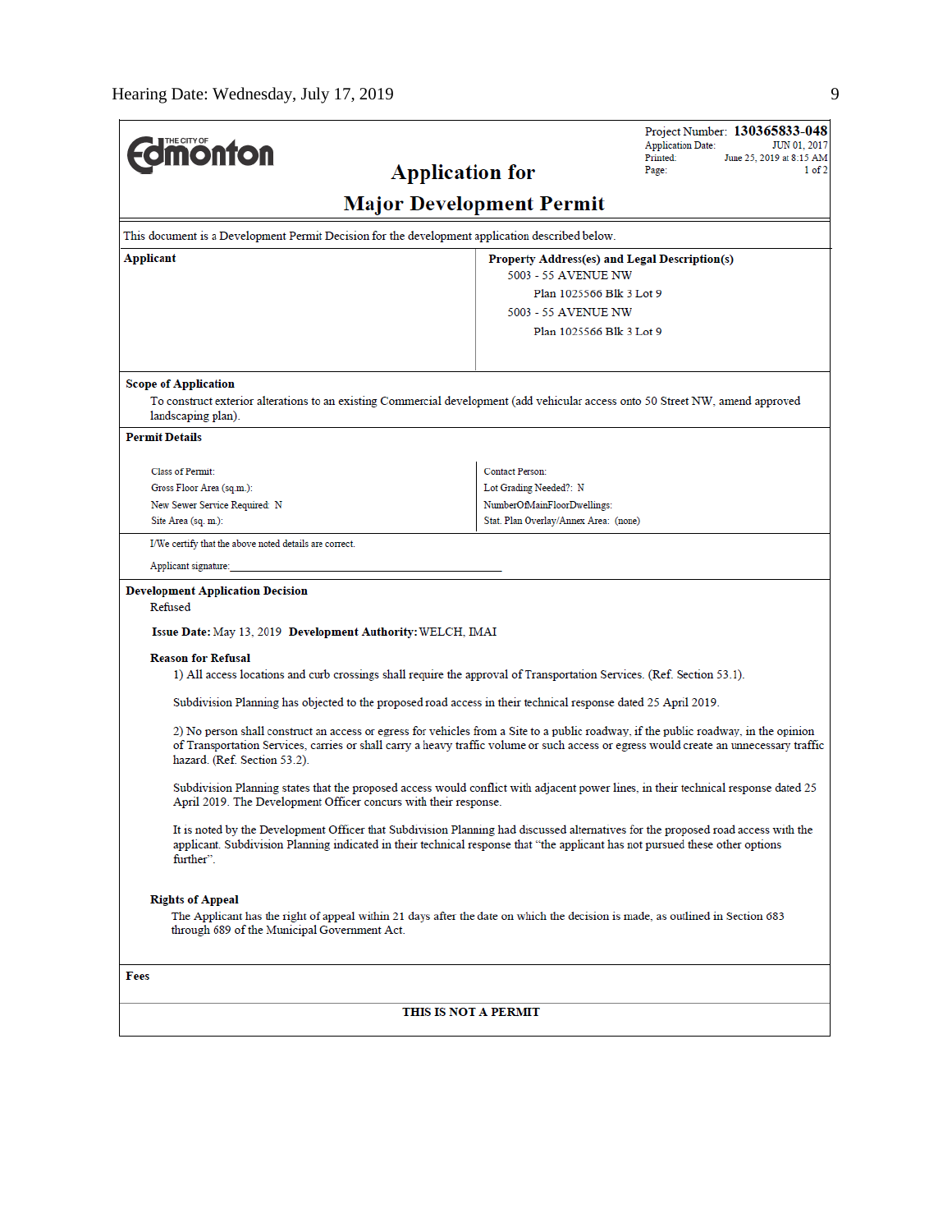Hearing Date: Wednesday, July 17, 2019

THE CITY OF **Edmonton**

# Application for
# Major Development Permit

Project Number: **130365833-048**
Application Date: JUN 01, 2017
Printed: June 25, 2019 at 8:15 AM
Page: 1 of 2

This document is a Development Permit Decision for the development application described below.

| **Applicant** | **Property Address(es) and Legal Description(s)** |
|---|---|
| | 5003 - 55 AVENUE NW<br>Plan 1025566 Blk 3 Lot 9<br>5003 - 55 AVENUE NW<br>Plan 1025566 Blk 3 Lot 9 |

**Scope of Application**

To construct exterior alterations to an existing Commercial development (add vehicular access onto 50 Street NW, amend approved landscaping plan).

**Permit Details**

| | |
|---|---|
| Class of Permit: | Contact Person: |
| Gross Floor Area (sq.m.): | Lot Grading Needed?: N |
| New Sewer Service Required: N | NumberOfMainFloorDwellings: |
| Site Area (sq. m.): | Stat. Plan Overlay/Annex Area: (none) |

I/We certify that the above noted details are correct.

Applicant signature: ___________________________________

**Development Application Decision**

Refused

**Issue Date:** May 13, 2019 **Development Authority:** WELCH, IMAI

**Reason for Refusal**

1) All access locations and curb crossings shall require the approval of Transportation Services. (Ref. Section 53.1).

Subdivision Planning has objected to the proposed road access in their technical response dated 25 April 2019.

2) No person shall construct an access or egress for vehicles from a Site to a public roadway, if the public roadway, in the opinion of Transportation Services, carries or shall carry a heavy traffic volume or such access or egress would create an unnecessary traffic hazard. (Ref. Section 53.2).

Subdivision Planning states that the proposed access would conflict with adjacent power lines, in their technical response dated 25 April 2019. The Development Officer concurs with their response.

It is noted by the Development Officer that Subdivision Planning had discussed alternatives for the proposed road access with the applicant. Subdivision Planning indicated in their technical response that "the applicant has not pursued these other options further".

**Rights of Appeal**

The Applicant has the right of appeal within 21 days after the date on which the decision is made, as outlined in Section 683 through 689 of the Municipal Government Act.

**Fees**

**THIS IS NOT A PERMIT**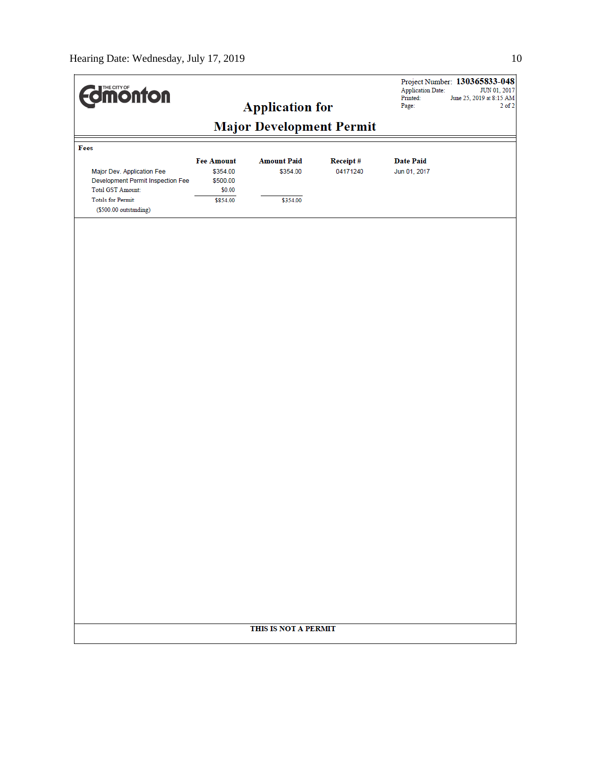THE CITY OF Edmonton

Project Number: **130365833-048**
Application Date: JUN 01, 2017
Printed: June 25, 2019 at 8:15 AM
Page: 2 of 2

# Application for Major Development Permit

**Fees**

| | Fee Amount | Amount Paid | Receipt # | Date Paid |
|---|---|---|---|---|
| Major Dev. Application Fee | $354.00 | $354.00 | 04171240 | Jun 01, 2017 |
| Development Permit Inspection Fee | $500.00 | | | |
| Total GST Amount: | $0.00 | | | |
| Totals for Permit: | $854.00 | $354.00 | | |
| ($500.00 outstanding) | | | | |

**THIS IS NOT A PERMIT**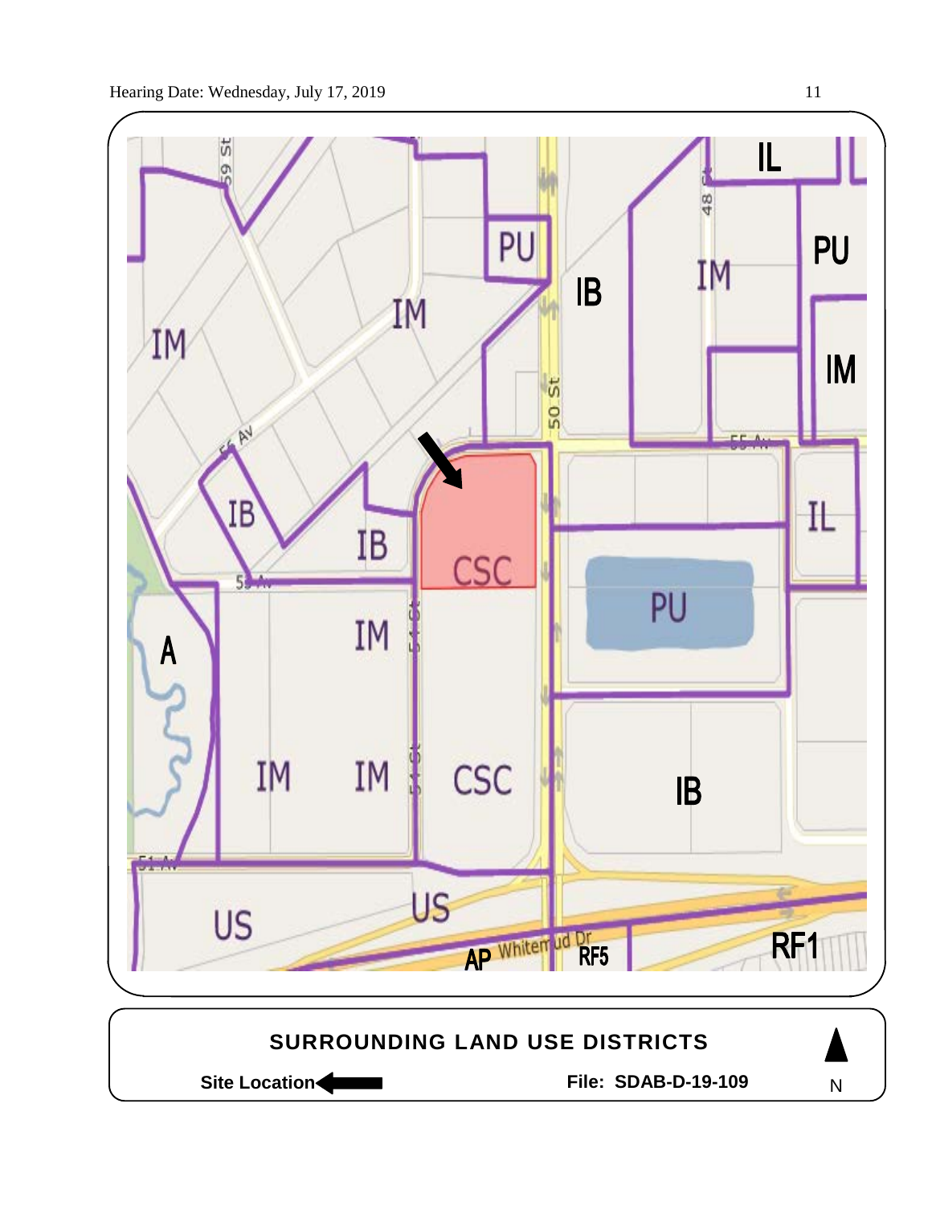IL

PU

IB

IM

PU

IM

IM

IM

50 St

48 St

59 St

56 Av

55 Av

IB

IB

CSC

IL

PU

A

IM

54 St

53 Av

IM

IM

CSC

IB

51 Av

US

US

AP

Whitemud Dr

RF5

RF1

**SURROUNDING LAND USE DISTRICTS**

**Site Location** ⬅

**File: SDAB-D-19-109**

N